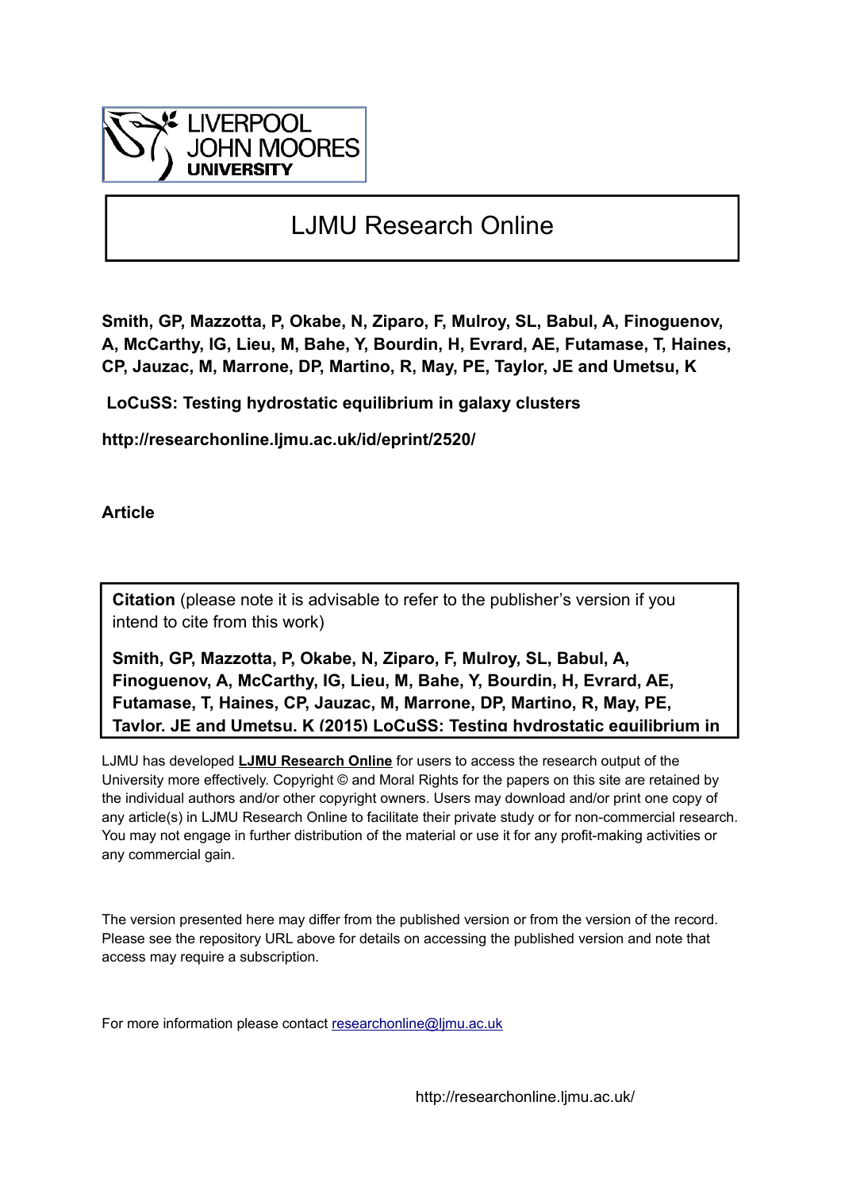LIVERPOOL JOHN MOORES UNIVERSITY

# LJMU Research Online

**Smith, GP, Mazzotta, P, Okabe, N, Ziparo, F, Mulroy, SL, Babul, A, Finoguenov, A, McCarthy, IG, Lieu, M, Bahe, Y, Bourdin, H, Evrard, AE, Futamase, T, Haines, CP, Jauzac, M, Marrone, DP, Martino, R, May, PE, Taylor, JE and Umetsu, K**

**LoCuSS: Testing hydrostatic equilibrium in galaxy clusters**

**http://researchonline.ljmu.ac.uk/id/eprint/2520/**

**Article**

**Citation** (please note it is advisable to refer to the publisher's version if you intend to cite from this work)

**Smith, GP, Mazzotta, P, Okabe, N, Ziparo, F, Mulroy, SL, Babul, A, Finoguenov, A, McCarthy, IG, Lieu, M, Bahe, Y, Bourdin, H, Evrard, AE, Futamase, T, Haines, CP, Jauzac, M, Marrone, DP, Martino, R, May, PE, Taylor, JE and Umetsu, K (2015) LoCuSS: Testing hydrostatic equilibrium in**

LJMU has developed **LJMU Research Online** for users to access the research output of the University more effectively. Copyright © and Moral Rights for the papers on this site are retained by the individual authors and/or other copyright owners. Users may download and/or print one copy of any article(s) in LJMU Research Online to facilitate their private study or for non-commercial research. You may not engage in further distribution of the material or use it for any profit-making activities or any commercial gain.

The version presented here may differ from the published version or from the version of the record. Please see the repository URL above for details on accessing the published version and note that access may require a subscription.

For more information please contact researchonline@ljmu.ac.uk

http://researchonline.ljmu.ac.uk/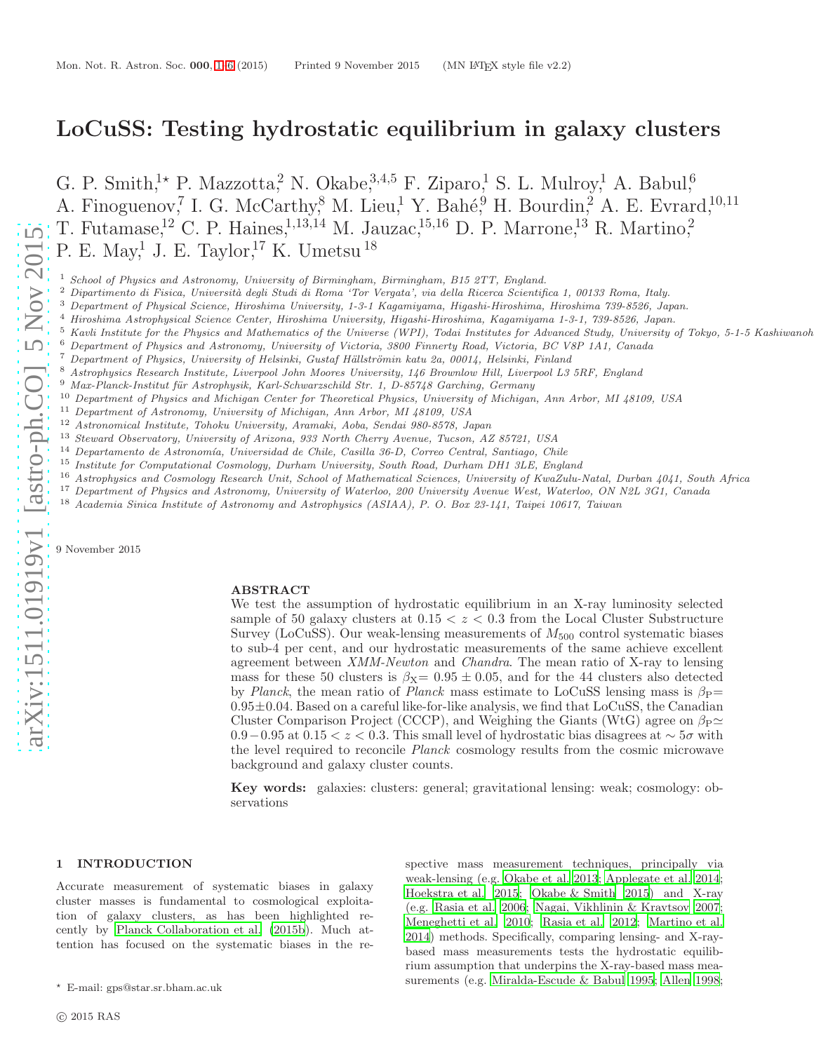# LoCuSS: Testing hydrostatic equilibrium in galaxy clusters

G. P. Smith,[1⋆] P. Mazzotta,[2] N. Okabe,[3,4,5] F. Ziparo,[1] S. L. Mulroy,[1] A. Babul,[6] A. Finoguenov,[7] I. G. McCarthy,[8] M. Lieu,[1] Y. Bahé,[9] H. Bourdin,[2] A. E. Evrard,[10,11] T. Futamase,[12] C. P. Haines,[1,13,14] M. Jauzac,[15,16] D. P. Marrone,[13] R. Martino,[2] P. E. May,[1] J. E. Taylor,[17] K. Umetsu [18]

[1] School of Physics and Astronomy, University of Birmingham, Birmingham, B15 2TT, England.
[2] Dipartimento di Fisica, Università degli Studi di Roma 'Tor Vergata', via della Ricerca Scientifica 1, 00133 Roma, Italy.
[3] Department of Physical Science, Hiroshima University, 1-3-1 Kagamiyama, Higashi-Hiroshima, Hiroshima 739-8526, Japan.
[4] Hiroshima Astrophysical Science Center, Hiroshima University, Higashi-Hiroshima, Kagamiyama 1-3-1, 739-8526, Japan.
[5] Kavli Institute for the Physics and Mathematics of the Universe (WPI), Todai Institutes for Advanced Study, University of Tokyo, 5-1-5 Kashiwanoh
[6] Department of Physics and Astronomy, University of Victoria, 3800 Finnerty Road, Victoria, BC V8P 1A1, Canada
[7] Department of Physics, University of Helsinki, Gustaf Hällströmin katu 2a, 00014, Helsinki, Finland
[8] Astrophysics Research Institute, Liverpool John Moores University, 146 Brownlow Hill, Liverpool L3 5RF, England
[9] Max-Planck-Institut für Astrophysik, Karl-Schwarzschild Str. 1, D-85748 Garching, Germany
[10] Department of Physics and Michigan Center for Theoretical Physics, University of Michigan, Ann Arbor, MI 48109, USA
[11] Department of Astronomy, University of Michigan, Ann Arbor, MI 48109, USA
[12] Astronomical Institute, Tohoku University, Aramaki, Aoba, Sendai 980-8578, Japan
[13] Steward Observatory, University of Arizona, 933 North Cherry Avenue, Tucson, AZ 85721, USA
[14] Departamento de Astronomía, Universidad de Chile, Casilla 36-D, Correo Central, Santiago, Chile
[15] Institute for Computational Cosmology, Durham University, South Road, Durham DH1 3LE, England
[16] Astrophysics and Cosmology Research Unit, School of Mathematical Sciences, University of KwaZulu-Natal, Durban 4041, South Africa
[17] Department of Physics and Astronomy, University of Waterloo, 200 University Avenue West, Waterloo, ON N2L 3G1, Canada
[18] Academia Sinica Institute of Astronomy and Astrophysics (ASIAA), P. O. Box 23-141, Taipei 10617, Taiwan

9 November 2015

## ABSTRACT

We test the assumption of hydrostatic equilibrium in an X-ray luminosity selected sample of 50 galaxy clusters at $0.15 < z < 0.3$ from the Local Cluster Substructure Survey (LoCuSS). Our weak-lensing measurements of $M_{500}$ control systematic biases to sub-4 per cent, and our hydrostatic measurements of the same achieve excellent agreement between *XMM-Newton* and *Chandra*. The mean ratio of X-ray to lensing mass for these 50 clusters is $\beta_{\rm X}= 0.95 \pm 0.05$, and for the 44 clusters also detected by *Planck*, the mean ratio of *Planck* mass estimate to LoCuSS lensing mass is $\beta_{\rm P}= 0.95 \pm 0.04$. Based on a careful like-for-like analysis, we find that LoCuSS, the Canadian Cluster Comparison Project (CCCP), and Weighing the Giants (WtG) agree on $\beta_{\rm P} \simeq 0.9 - 0.95$ at $0.15 < z < 0.3$. This small level of hydrostatic bias disagrees at $\sim 5\sigma$ with the level required to reconcile *Planck* cosmology results from the cosmic microwave background and galaxy cluster counts.

**Key words:** galaxies: clusters: general; gravitational lensing: weak; cosmology: observations

## 1 INTRODUCTION

Accurate measurement of systematic biases in galaxy cluster masses is fundamental to cosmological exploitation of galaxy clusters, as has been highlighted recently by Planck Collaboration et al. (2015b). Much attention has focused on the systematic biases in the respective mass measurement techniques, principally via weak-lensing (e.g. Okabe et al. 2013; Applegate et al. 2014; Hoekstra et al. 2015; Okabe & Smith 2015) and X-ray (e.g. Rasia et al. 2006; Nagai, Vikhlinin & Kravtsov 2007; Meneghetti et al. 2010; Rasia et al. 2012; Martino et al. 2014) methods. Specifically, comparing lensing- and X-ray-based mass measurements tests the hydrostatic equilibrium assumption that underpins the X-ray-based mass measurements (e.g. Miralda-Escude & Babul 1995; Allen 1998;

⋆ E-mail: gps@star.sr.bham.ac.uk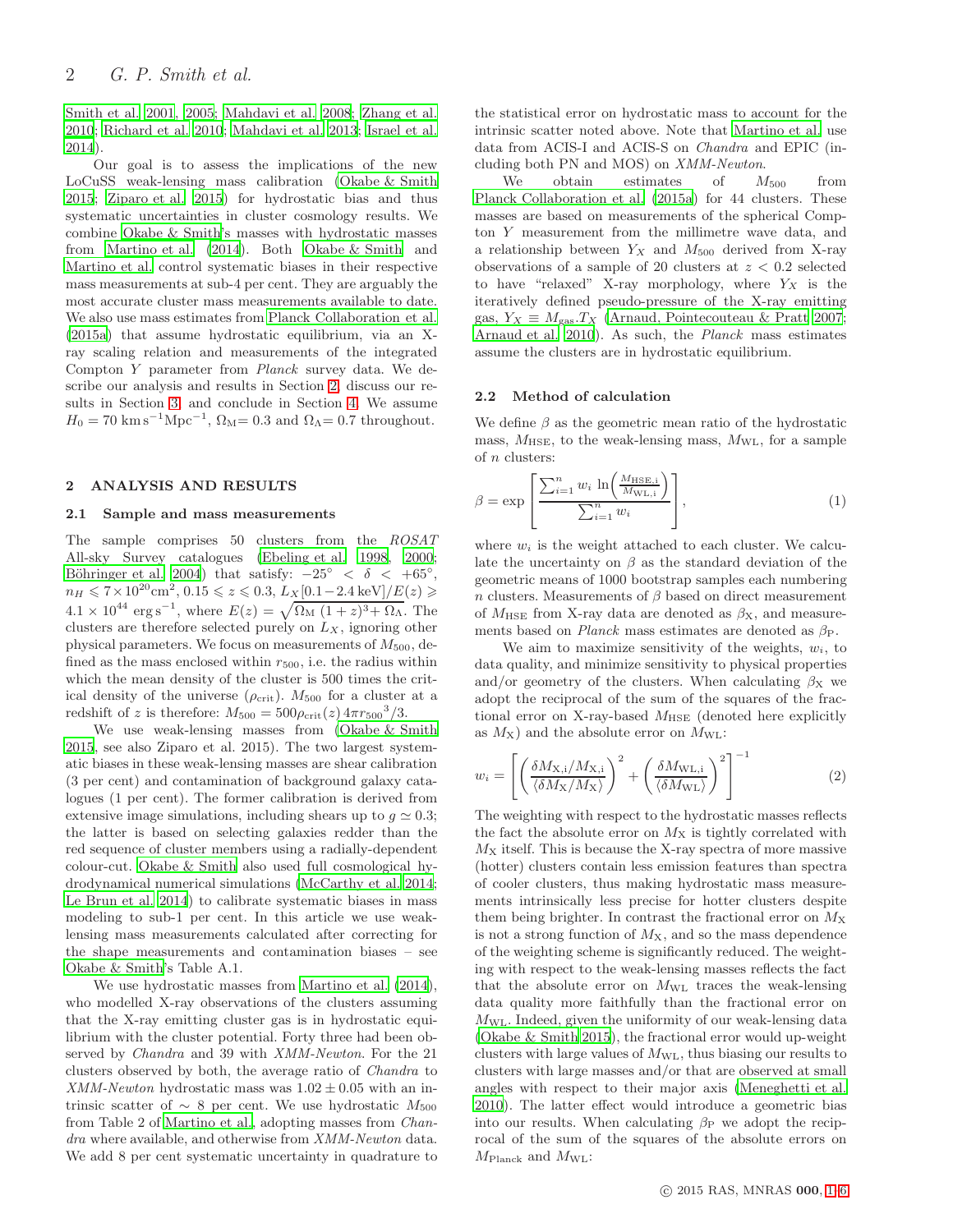Smith et al. 2001, 2005; Mahdavi et al. 2008; Zhang et al. 2010; Richard et al. 2010; Mahdavi et al. 2013; Israel et al. 2014).

Our goal is to assess the implications of the new LoCuSS weak-lensing mass calibration (Okabe & Smith 2015; Ziparo et al. 2015) for hydrostatic bias and thus systematic uncertainties in cluster cosmology results. We combine Okabe & Smith's masses with hydrostatic masses from Martino et al. (2014). Both Okabe & Smith and Martino et al. control systematic biases in their respective mass measurements at sub-4 per cent. They are arguably the most accurate cluster mass measurements available to date. We also use mass estimates from Planck Collaboration et al. (2015a) that assume hydrostatic equilibrium, via an X-ray scaling relation and measurements of the integrated Compton Y parameter from *Planck* survey data. We describe our analysis and results in Section 2, discuss our results in Section 3, and conclude in Section 4. We assume $H_0 = 70\,\mathrm{km\,s^{-1}Mpc^{-1}}$, $\Omega_\mathrm{M}= 0.3$ and $\Omega_\Lambda= 0.7$ throughout.

## 2 ANALYSIS AND RESULTS

### 2.1 Sample and mass measurements

The sample comprises 50 clusters from the *ROSAT* All-sky Survey catalogues (Ebeling et al. 1998, 2000; Böhringer et al. 2004) that satisfy: $-25^\circ < \delta < +65^\circ$, $n_H \leqslant 7\times10^{20}\mathrm{cm}^2$, $0.15 \leqslant z \leqslant 0.3$, $L_X[0.1-2.4\,\mathrm{keV}]/E(z) \geqslant 4.1\times10^{44}\,\mathrm{erg\,s^{-1}}$, where $E(z) = \sqrt{\Omega_\mathrm{M}\,(1+z)^3 + \Omega_\Lambda}$. The clusters are therefore selected purely on $L_X$, ignoring other physical parameters. We focus on measurements of $M_{500}$, defined as the mass enclosed within $r_{500}$, i.e. the radius within which the mean density of the cluster is 500 times the critical density of the universe ($\rho_\mathrm{crit}$). $M_{500}$ for a cluster at a redshift of $z$ is therefore: $M_{500} = 500\rho_\mathrm{crit}(z)\,4\pi r_{500}{}^3/3$.

We use weak-lensing masses from (Okabe & Smith 2015, see also Ziparo et al. 2015). The two largest systematic biases in these weak-lensing masses are shear calibration (3 per cent) and contamination of background galaxy catalogues (1 per cent). The former calibration is derived from extensive image simulations, including shears up to $g \simeq 0.3$; the latter is based on selecting galaxies redder than the red sequence of cluster members using a radially-dependent colour-cut. Okabe & Smith also used full cosmological hydrodynamical numerical simulations (McCarthy et al. 2014; Le Brun et al. 2014) to calibrate systematic biases in mass modeling to sub-1 per cent. In this article we use weak-lensing mass measurements calculated after correcting for the shape measurements and contamination biases – see Okabe & Smith's Table A.1.

We use hydrostatic masses from Martino et al. (2014), who modelled X-ray observations of the clusters assuming that the X-ray emitting cluster gas is in hydrostatic equilibrium with the cluster potential. Forty three had been observed by *Chandra* and 39 with *XMM-Newton*. For the 21 clusters observed by both, the average ratio of *Chandra* to *XMM-Newton* hydrostatic mass was $1.02 \pm 0.05$ with an intrinsic scatter of $\sim 8$ per cent. We use hydrostatic $M_{500}$ from Table 2 of Martino et al., adopting masses from *Chandra* where available, and otherwise from *XMM-Newton* data. We add 8 per cent systematic uncertainty in quadrature to the statistical error on hydrostatic mass to account for the intrinsic scatter noted above. Note that Martino et al. use data from ACIS-I and ACIS-S on *Chandra* and EPIC (including both PN and MOS) on *XMM-Newton*.

We obtain estimates of $M_{500}$ from Planck Collaboration et al. (2015a) for 44 clusters. These masses are based on measurements of the spherical Compton $Y$ measurement from the millimetre wave data, and a relationship between $Y_X$ and $M_{500}$ derived from X-ray observations of a sample of 20 clusters at $z < 0.2$ selected to have "relaxed" X-ray morphology, where $Y_X$ is the iteratively defined pseudo-pressure of the X-ray emitting gas, $Y_X \equiv M_\mathrm{gas}.T_X$ (Arnaud, Pointecouteau & Pratt 2007; Arnaud et al. 2010). As such, the *Planck* mass estimates assume the clusters are in hydrostatic equilibrium.

### 2.2 Method of calculation

We define $\beta$ as the geometric mean ratio of the hydrostatic mass, $M_\mathrm{HSE}$, to the weak-lensing mass, $M_\mathrm{WL}$, for a sample of $n$ clusters:

$$\beta = \exp\left[\frac{\sum_{i=1}^{n} w_i\,\ln\!\left(\frac{M_\mathrm{HSE,i}}{M_\mathrm{WL,i}}\right)}{\sum_{i=1}^{n} w_i}\right], \tag{1}$$

where $w_i$ is the weight attached to each cluster. We calculate the uncertainty on $\beta$ as the standard deviation of the geometric means of 1000 bootstrap samples each numbering $n$ clusters. Measurements of $\beta$ based on direct measurement of $M_\mathrm{HSE}$ from X-ray data are denoted as $\beta_\mathrm{X}$, and measurements based on *Planck* mass estimates are denoted as $\beta_\mathrm{P}$.

We aim to maximize sensitivity of the weights, $w_i$, to data quality, and minimize sensitivity to physical properties and/or geometry of the clusters. When calculating $\beta_\mathrm{X}$ we adopt the reciprocal of the sum of the squares of the fractional error on X-ray-based $M_\mathrm{HSE}$ (denoted here explicitly as $M_\mathrm{X}$) and the absolute error on $M_\mathrm{WL}$:

$$w_i = \left[\left(\frac{\delta M_\mathrm{X,i}/M_\mathrm{X,i}}{\langle\delta M_\mathrm{X}/M_\mathrm{X}\rangle}\right)^2 + \left(\frac{\delta M_\mathrm{WL,i}}{\langle\delta M_\mathrm{WL}\rangle}\right)^2\right]^{-1} \tag{2}$$

The weighting with respect to the hydrostatic masses reflects the fact the absolute error on $M_\mathrm{X}$ is tightly correlated with $M_\mathrm{X}$ itself. This is because the X-ray spectra of more massive (hotter) clusters contain less emission features than spectra of cooler clusters, thus making hydrostatic mass measurements intrinsically less precise for hotter clusters despite them being brighter. In contrast the fractional error on $M_\mathrm{X}$ is not a strong function of $M_\mathrm{X}$, and so the mass dependence of the weighting scheme is significantly reduced. The weighting with respect to the weak-lensing masses reflects the fact that the absolute error on $M_\mathrm{WL}$ traces the weak-lensing data quality more faithfully than the fractional error on $M_\mathrm{WL}$. Indeed, given the uniformity of our weak-lensing data (Okabe & Smith 2015), the fractional error would up-weight clusters with large values of $M_\mathrm{WL}$, thus biasing our results to clusters with large masses and/or that are observed at small angles with respect to their major axis (Meneghetti et al. 2010). The latter effect would introduce a geometric bias into our results. When calculating $\beta_\mathrm{P}$ we adopt the reciprocal of the sum of the squares of the absolute errors on $M_\mathrm{Planck}$ and $M_\mathrm{WL}$: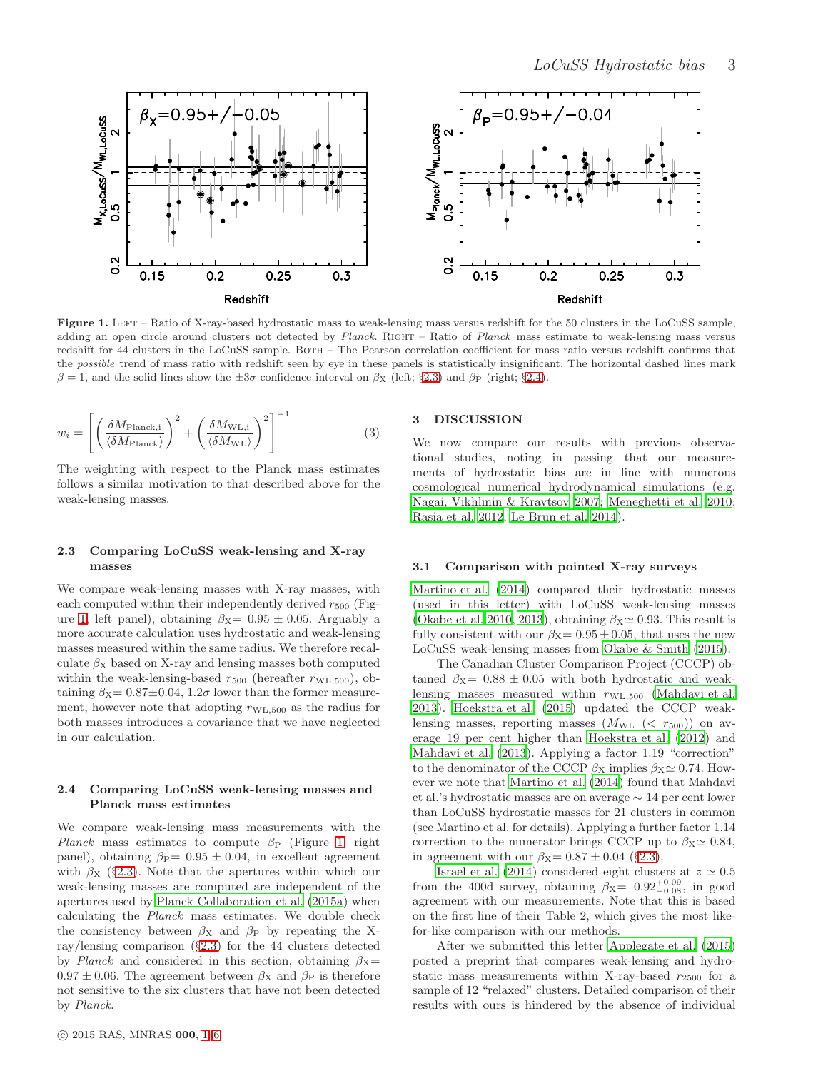**Figure 1.** LEFT – Ratio of X-ray-based hydrostatic mass to weak-lensing mass versus redshift for the 50 clusters in the LoCuSS sample, adding an open circle around clusters not detected by *Planck*. RIGHT – Ratio of *Planck* mass estimate to weak-lensing mass versus redshift for 44 clusters in the LoCuSS sample. BOTH – The Pearson correlation coefficient for mass ratio versus redshift confirms that the *possible* trend of mass ratio with redshift seen by eye in these panels is statistically insignificant. The horizontal dashed lines mark $\beta = 1$, and the solid lines show the $\pm 3\sigma$ confidence interval on $\beta_X$ (left; §2.3) and $\beta_P$ (right; §2.4).

$$w_i = \left[ \left( \frac{\delta M_{\rm Planck,i}}{\langle \delta M_{\rm Planck} \rangle} \right)^2 + \left( \frac{\delta M_{\rm WL,i}}{\langle \delta M_{\rm WL} \rangle} \right)^2 \right]^{-1} \qquad (3)$$

The weighting with respect to the Planck mass estimates follows a similar motivation to that described above for the weak-lensing masses.

### 2.3 Comparing LoCuSS weak-lensing and X-ray masses

We compare weak-lensing masses with X-ray masses, with each computed within their independently derived $r_{500}$ (Figure 1, left panel), obtaining $\beta_X = 0.95 \pm 0.05$. Arguably a more accurate calculation uses hydrostatic and weak-lensing masses measured within the same radius. We therefore recalculate $\beta_X$ based on X-ray and lensing masses both computed within the weak-lensing-based $r_{500}$ (hereafter $r_{\rm WL,500}$), obtaining $\beta_X = 0.87 \pm 0.04$, $1.2\sigma$ lower than the former measurement, however note that adopting $r_{\rm WL,500}$ as the radius for both masses introduces a covariance that we have neglected in our calculation.

### 2.4 Comparing LoCuSS weak-lensing masses and Planck mass estimates

We compare weak-lensing mass measurements with the *Planck* mass estimates to compute $\beta_P$ (Figure 1 right panel), obtaining $\beta_P = 0.95 \pm 0.04$, in excellent agreement with $\beta_X$ (§2.3). Note that the apertures within which our weak-lensing masses are computed are independent of the apertures used by Planck Collaboration et al. (2015a) when calculating the *Planck* mass estimates. We double check the consistency between $\beta_X$ and $\beta_P$ by repeating the X-ray/lensing comparison (§2.3) for the 44 clusters detected by *Planck* and considered in this section, obtaining $\beta_X = 0.97 \pm 0.06$. The agreement between $\beta_X$ and $\beta_P$ is therefore not sensitive to the six clusters that have not been detected by *Planck*.

## 3 DISCUSSION

We now compare our results with previous observational studies, noting in passing that our measurements of hydrostatic bias are in line with numerous cosmological numerical hydrodynamical simulations (e.g. Nagai, Vikhlinin & Kravtsov 2007; Meneghetti et al. 2010; Rasia et al. 2012; Le Brun et al. 2014).

### 3.1 Comparison with pointed X-ray surveys

Martino et al. (2014) compared their hydrostatic masses (used in this letter) with LoCuSS weak-lensing masses (Okabe et al. 2010, 2013), obtaining $\beta_X \simeq 0.93$. This result is fully consistent with our $\beta_X = 0.95 \pm 0.05$, that uses the new LoCuSS weak-lensing masses from Okabe & Smith (2015).

The Canadian Cluster Comparison Project (CCCP) obtained $\beta_X = 0.88 \pm 0.05$ with both hydrostatic and weak-lensing masses measured within $r_{\rm WL,500}$ (Mahdavi et al. 2013). Hoekstra et al. (2015) updated the CCCP weak-lensing masses, reporting masses ($M_{\rm WL}$ ($< r_{500}$)) on average 19 per cent higher than Hoekstra et al. (2012) and Mahdavi et al. (2013). Applying a factor 1.19 "correction" to the denominator of the CCCP $\beta_X$ implies $\beta_X \simeq 0.74$. However we note that Martino et al. (2014) found that Mahdavi et al.'s hydrostatic masses are on average $\sim 14$ per cent lower than LoCuSS hydrostatic masses for 21 clusters in common (see Martino et al. for details). Applying a further factor 1.14 correction to the numerator brings CCCP up to $\beta_X \simeq 0.84$, in agreement with our $\beta_X = 0.87 \pm 0.04$ (§2.3).

Israel et al. (2014) considered eight clusters at $z \simeq 0.5$ from the 400d survey, obtaining $\beta_X = 0.92^{+0.09}_{-0.08}$, in good agreement with our measurements. Note that this is based on the first line of their Table 2, which gives the most like-for-like comparison with our methods.

After we submitted this letter Applegate et al. (2015) posted a preprint that compares weak-lensing and hydrostatic mass measurements within X-ray-based $r_{2500}$ for a sample of 12 "relaxed" clusters. Detailed comparison of their results with ours is hindered by the absence of individual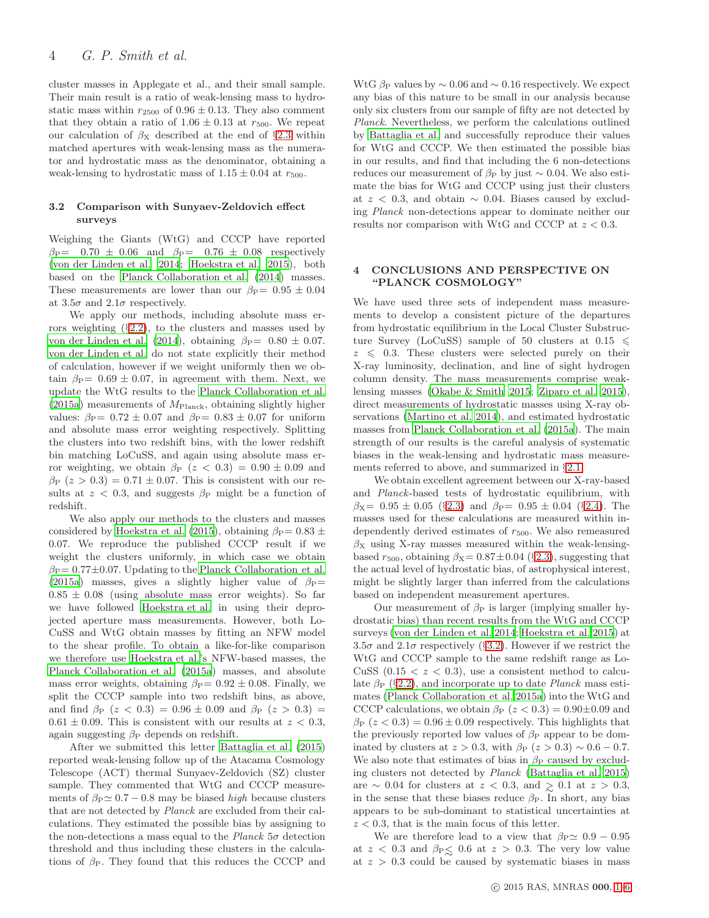cluster masses in Applegate et al., and their small sample. Their main result is a ratio of weak-lensing mass to hydrostatic mass within $r_{2500}$ of $0.96 \pm 0.13$. They also comment that they obtain a ratio of $1.06 \pm 0.13$ at $r_{500}$. We repeat our calculation of $\beta_X$ described at the end of §2.3 within matched apertures with weak-lensing mass as the numerator and hydrostatic mass as the denominator, obtaining a weak-lensing to hydrostatic mass of $1.15 \pm 0.04$ at $r_{500}$.

### 3.2 Comparison with Sunyaev-Zeldovich effect surveys

Weighing the Giants (WtG) and CCCP have reported $\beta_P = 0.70 \pm 0.06$ and $\beta_P = 0.76 \pm 0.08$ respectively (von der Linden et al. 2014; Hoekstra et al. 2015), both based on the Planck Collaboration et al. (2014) masses. These measurements are lower than our $\beta_P = 0.95 \pm 0.04$ at $3.5\sigma$ and $2.1\sigma$ respectively.

We apply our methods, including absolute mass errors weighting (§2.2), to the clusters and masses used by von der Linden et al. (2014), obtaining $\beta_P = 0.80 \pm 0.07$. von der Linden et al. do not state explicitly their method of calculation, however if we weight uniformly then we obtain $\beta_P = 0.69 \pm 0.07$, in agreement with them. Next, we update the WtG results to the Planck Collaboration et al. (2015a) measurements of $M_{\rm Planck}$, obtaining slightly higher values: $\beta_P = 0.72 \pm 0.07$ and $\beta_P = 0.83 \pm 0.07$ for uniform and absolute mass error weighting respectively. Splitting the clusters into two redshift bins, with the lower redshift bin matching LoCuSS, and again using absolute mass error weighting, we obtain $\beta_P$ $(z < 0.3) = 0.90 \pm 0.09$ and $\beta_P$ $(z > 0.3) = 0.71 \pm 0.07$. This is consistent with our results at $z < 0.3$, and suggests $\beta_P$ might be a function of redshift.

We also apply our methods to the clusters and masses considered by Hoekstra et al. (2015), obtaining $\beta_P = 0.83 \pm 0.07$. We reproduce the published CCCP result if we weight the clusters uniformly, in which case we obtain $\beta_P = 0.77 \pm 0.07$. Updating to the Planck Collaboration et al. (2015a) masses, gives a slightly higher value of $\beta_P = 0.85 \pm 0.08$ (using absolute mass error weights). So far we have followed Hoekstra et al. in using their deprojected aperture mass measurements. However, both LoCuSS and WtG obtain masses by fitting an NFW model to the shear profile. To obtain a like-for-like comparison we therefore use Hoekstra et al.'s NFW-based masses, the Planck Collaboration et al. (2015a) masses, and absolute mass error weights, obtaining $\beta_P = 0.92 \pm 0.08$. Finally, we split the CCCP sample into two redshift bins, as above, and find $\beta_P$ $(z < 0.3) = 0.96 \pm 0.09$ and $\beta_P$ $(z > 0.3) = 0.61 \pm 0.09$. This is consistent with our results at $z < 0.3$, again suggesting $\beta_P$ depends on redshift.

After we submitted this letter Battaglia et al. (2015) reported weak-lensing follow up of the Atacama Cosmology Telescope (ACT) thermal Sunyaev-Zeldovich (SZ) cluster sample. They commented that WtG and CCCP measurements of $\beta_P \simeq 0.7 - 0.8$ may be biased *high* because clusters that are not detected by *Planck* are excluded from their calculations. They estimated the possible bias by assigning to the non-detections a mass equal to the *Planck* $5\sigma$ detection threshold and thus including these clusters in the calculations of $\beta_P$. They found that this reduces the CCCP and WtG $\beta_P$ values by $\sim 0.06$ and $\sim 0.16$ respectively. We expect any bias of this nature to be small in our analysis because only six clusters from our sample of fifty are not detected by *Planck*. Nevertheless, we perform the calculations outlined by Battaglia et al. and successfully reproduce their values for WtG and CCCP. We then estimated the possible bias in our results, and find that including the 6 non-detections reduces our measurement of $\beta_P$ by just $\sim 0.04$. We also estimate the bias for WtG and CCCP using just their clusters at $z < 0.3$, and obtain $\sim 0.04$. Biases caused by excluding *Planck* non-detections appear to dominate neither our results nor comparison with WtG and CCCP at $z < 0.3$.

## 4 CONCLUSIONS AND PERSPECTIVE ON "PLANCK COSMOLOGY"

We have used three sets of independent mass measurements to develop a consistent picture of the departures from hydrostatic equilibrium in the Local Cluster Substructure Survey (LoCuSS) sample of 50 clusters at $0.15 \leqslant z \leqslant 0.3$. These clusters were selected purely on their X-ray luminosity, declination, and line of sight hydrogen column density. The mass measurements comprise weak-lensing masses (Okabe & Smith 2015; Ziparo et al. 2015), direct measurements of hydrostatic masses using X-ray observations (Martino et al. 2014), and estimated hydrostatic masses from Planck Collaboration et al. (2015a). The main strength of our results is the careful analysis of systematic biases in the weak-lensing and hydrostatic mass measurements referred to above, and summarized in §2.1.

We obtain excellent agreement between our X-ray-based and *Planck*-based tests of hydrostatic equilibrium, with $\beta_X = 0.95 \pm 0.05$ (§2.3) and $\beta_P = 0.95 \pm 0.04$ (§2.4). The masses used for these calculations are measured within independently derived estimates of $r_{500}$. We also remeasured $\beta_X$ using X-ray masses measured within the weak-lensing-based $r_{500}$, obtaining $\beta_X = 0.87 \pm 0.04$ (§2.3), suggesting that the actual level of hydrostatic bias, of astrophysical interest, might be slightly larger than inferred from the calculations based on independent measurement apertures.

Our measurement of $\beta_P$ is larger (implying smaller hydrostatic bias) than recent results from the WtG and CCCP surveys (von der Linden et al. 2014; Hoekstra et al. 2015) at $3.5\sigma$ and $2.1\sigma$ respectively (§3.2). However if we restrict the WtG and CCCP sample to the same redshift range as LoCuSS ($0.15 < z < 0.3$), use a consistent method to calculate $\beta_P$ (§2.2), and incorporate up to date *Planck* mass estimates (Planck Collaboration et al. 2015a) into the WtG and CCCP calculations, we obtain $\beta_P$ $(z < 0.3) = 0.90 \pm 0.09$ and $\beta_P$ $(z < 0.3) = 0.96 \pm 0.09$ respectively. This highlights that the previously reported low values of $\beta_P$ appear to be dominated by clusters at $z > 0.3$, with $\beta_P$ $(z > 0.3) \sim 0.6 - 0.7$. We also note that estimates of bias in $\beta_P$ caused by excluding clusters not detected by *Planck* (Battaglia et al. 2015) are $\sim 0.04$ for clusters at $z < 0.3$, and $\gtrsim 0.1$ at $z > 0.3$, in the sense that these biases reduce $\beta_P$. In short, any bias appears to be sub-dominant to statistical uncertainties at $z < 0.3$, that is the main focus of this letter.

We are therefore lead to a view that $\beta_P \simeq 0.9 - 0.95$ at $z < 0.3$ and $\beta_P \lesssim 0.6$ at $z > 0.3$. The very low value at $z > 0.3$ could be caused by systematic biases in mass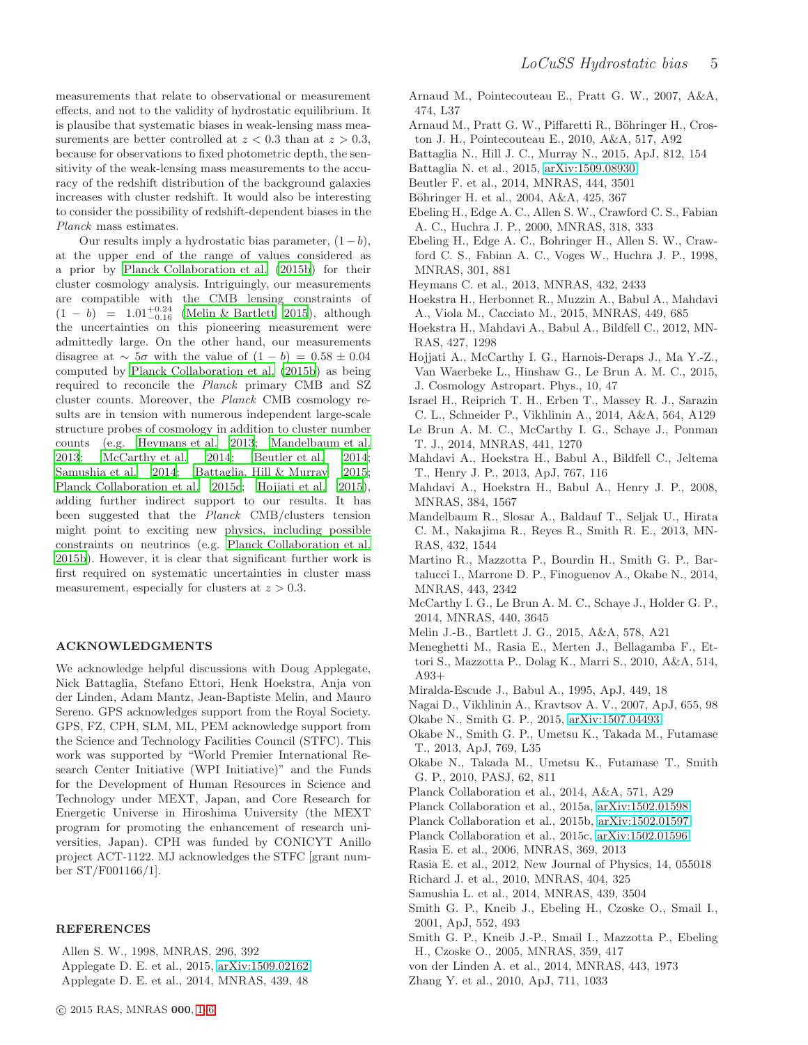measurements that relate to observational or measurement effects, and not to the validity of hydrostatic equilibrium. It is plausibe that systematic biases in weak-lensing mass measurements are better controlled at $z < 0.3$ than at $z > 0.3$, because for observations to fixed photometric depth, the sensitivity of the weak-lensing mass measurements to the accuracy of the redshift distribution of the background galaxies increases with cluster redshift. It would also be interesting to consider the possibility of redshift-dependent biases in the *Planck* mass estimates.

Our results imply a hydrostatic bias parameter, $(1-b)$, at the upper end of the range of values considered as a prior by Planck Collaboration et al. (2015b) for their cluster cosmology analysis. Intriguingly, our measurements are compatible with the CMB lensing constraints of $(1-b) = 1.01^{+0.24}_{-0.16}$ (Melin & Bartlett 2015), although the uncertainties on this pioneering measurement were admittedly large. On the other hand, our measurements disagree at $\sim 5\sigma$ with the value of $(1-b) = 0.58 \pm 0.04$ computed by Planck Collaboration et al. (2015b) as being required to reconcile the *Planck* primary CMB and SZ cluster counts. Moreover, the *Planck* CMB cosmology results are in tension with numerous independent large-scale structure probes of cosmology in addition to cluster number counts (e.g. Heymans et al. 2013; Mandelbaum et al. 2013; McCarthy et al. 2014; Beutler et al. 2014; Samushia et al. 2014; Battaglia, Hill & Murray 2015; Planck Collaboration et al. 2015c; Hojjati et al. 2015), adding further indirect support to our results. It has been suggested that the *Planck* CMB/clusters tension might point to exciting new physics, including possible constraints on neutrinos (e.g. Planck Collaboration et al. 2015b). However, it is clear that significant further work is first required on systematic uncertainties in cluster mass measurement, especially for clusters at $z > 0.3$.

## ACKNOWLEDGMENTS

We acknowledge helpful discussions with Doug Applegate, Nick Battaglia, Stefano Ettori, Henk Hoekstra, Anja von der Linden, Adam Mantz, Jean-Baptiste Melin, and Mauro Sereno. GPS acknowledges support from the Royal Society. GPS, FZ, CPH, SLM, ML, PEM acknowledge support from the Science and Technology Facilities Council (STFC). This work was supported by "World Premier International Research Center Initiative (WPI Initiative)" and the Funds for the Development of Human Resources in Science and Technology under MEXT, Japan, and Core Research for Energetic Universe in Hiroshima University (the MEXT program for promoting the enhancement of research universities, Japan). CPH was funded by CONICYT Anillo project ACT-1122. MJ acknowledges the STFC [grant number ST/F001166/1].

## REFERENCES

Allen S. W., 1998, MNRAS, 296, 392
Applegate D. E. et al., 2015, arXiv:1509.02162
Applegate D. E. et al., 2014, MNRAS, 439, 48
Arnaud M., Pointecouteau E., Pratt G. W., 2007, A&A, 474, L37
Arnaud M., Pratt G. W., Piffaretti R., Böhringer H., Croston J. H., Pointecouteau E., 2010, A&A, 517, A92
Battaglia N., Hill J. C., Murray N., 2015, ApJ, 812, 154
Battaglia N. et al., 2015, arXiv:1509.08930
Beutler F. et al., 2014, MNRAS, 444, 3501
Böhringer H. et al., 2004, A&A, 425, 367
Ebeling H., Edge A. C., Allen S. W., Crawford C. S., Fabian A. C., Huchra J. P., 2000, MNRAS, 318, 333
Ebeling H., Edge A. C., Bohringer H., Allen S. W., Crawford C. S., Fabian A. C., Voges W., Huchra J. P., 1998, MNRAS, 301, 881
Heymans C. et al., 2013, MNRAS, 432, 2433
Hoekstra H., Herbonnet R., Muzzin A., Babul A., Mahdavi A., Viola M., Cacciato M., 2015, MNRAS, 449, 685
Hoekstra H., Mahdavi A., Babul A., Bildfell C., 2012, MNRAS, 427, 1298
Hojjati A., McCarthy I. G., Harnois-Deraps J., Ma Y.-Z., Van Waerbeke L., Hinshaw G., Le Brun A. M. C., 2015, J. Cosmology Astropart. Phys., 10, 47
Israel H., Reiprich T. H., Erben T., Massey R. J., Sarazin C. L., Schneider P., Vikhlinin A., 2014, A&A, 564, A129
Le Brun A. M. C., McCarthy I. G., Schaye J., Ponman T. J., 2014, MNRAS, 441, 1270
Mahdavi A., Hoekstra H., Babul A., Bildfell C., Jeltema T., Henry J. P., 2013, ApJ, 767, 116
Mahdavi A., Hoekstra H., Babul A., Henry J. P., 2008, MNRAS, 384, 1567
Mandelbaum R., Slosar A., Baldauf T., Seljak U., Hirata C. M., Nakajima R., Reyes R., Smith R. E., 2013, MNRAS, 432, 1544
Martino R., Mazzotta P., Bourdin H., Smith G. P., Bartalucci I., Marrone D. P., Finoguenov A., Okabe N., 2014, MNRAS, 443, 2342
McCarthy I. G., Le Brun A. M. C., Schaye J., Holder G. P., 2014, MNRAS, 440, 3645
Melin J.-B., Bartlett J. G., 2015, A&A, 578, A21
Meneghetti M., Rasia E., Merten J., Bellagamba F., Ettori S., Mazzotta P., Dolag K., Marri S., 2010, A&A, 514, A93+
Miralda-Escude J., Babul A., 1995, ApJ, 449, 18
Nagai D., Vikhlinin A., Kravtsov A. V., 2007, ApJ, 655, 98
Okabe N., Smith G. P., 2015, arXiv:1507.04493
Okabe N., Smith G. P., Umetsu K., Takada M., Futamase T., 2013, ApJ, 769, L35
Okabe N., Takada M., Umetsu K., Futamase T., Smith G. P., 2010, PASJ, 62, 811
Planck Collaboration et al., 2014, A&A, 571, A29
Planck Collaboration et al., 2015a, arXiv:1502.01598
Planck Collaboration et al., 2015b, arXiv:1502.01597
Planck Collaboration et al., 2015c, arXiv:1502.01596
Rasia E. et al., 2006, MNRAS, 369, 2013
Rasia E. et al., 2012, New Journal of Physics, 14, 055018
Richard J. et al., 2010, MNRAS, 404, 325
Samushia L. et al., 2014, MNRAS, 439, 3504
Smith G. P., Kneib J., Ebeling H., Czoske O., Smail I., 2001, ApJ, 552, 493
Smith G. P., Kneib J.-P., Smail I., Mazzotta P., Ebeling H., Czoske O., 2005, MNRAS, 359, 417
von der Linden A. et al., 2014, MNRAS, 443, 1973
Zhang Y. et al., 2010, ApJ, 711, 1033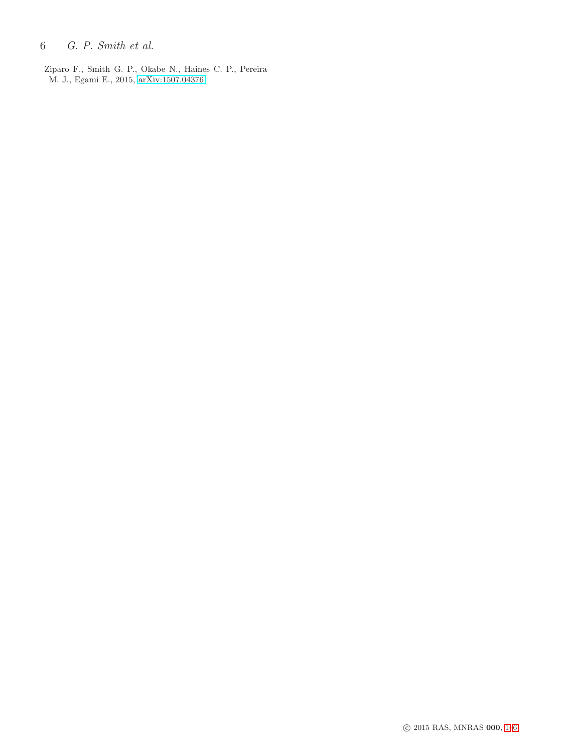Ziparo F., Smith G. P., Okabe N., Haines C. P., Pereira M. J., Egami E., 2015, arXiv:1507.04376